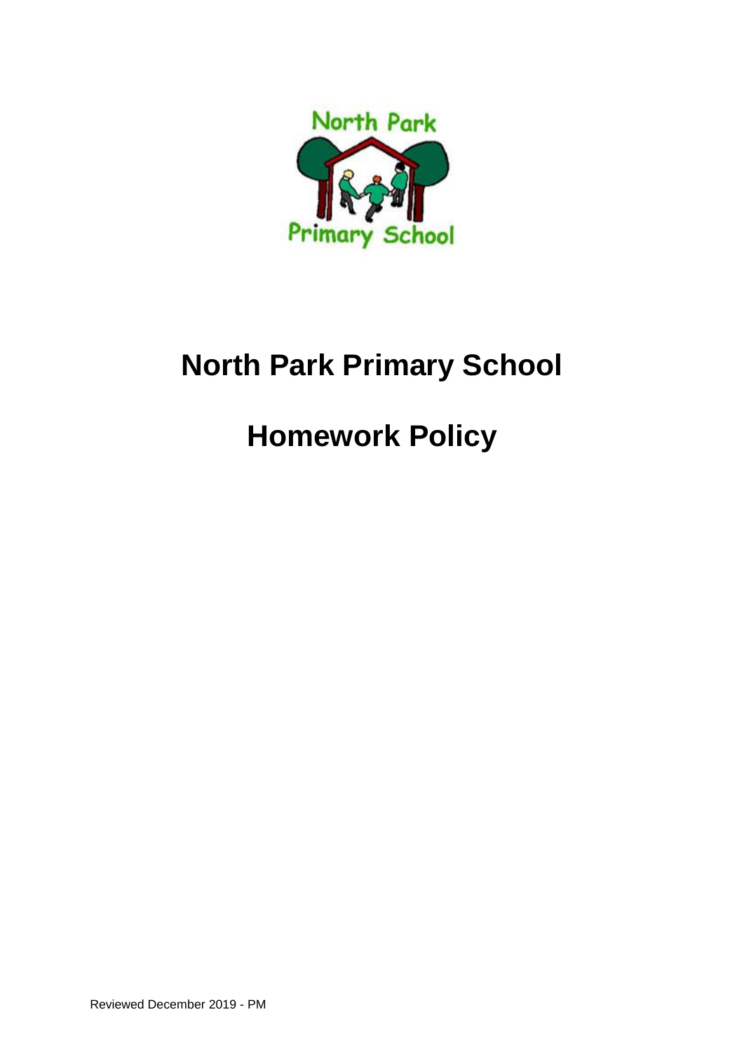# North Park Primary School

# Homework Policy

Reviewed December 2019 - PM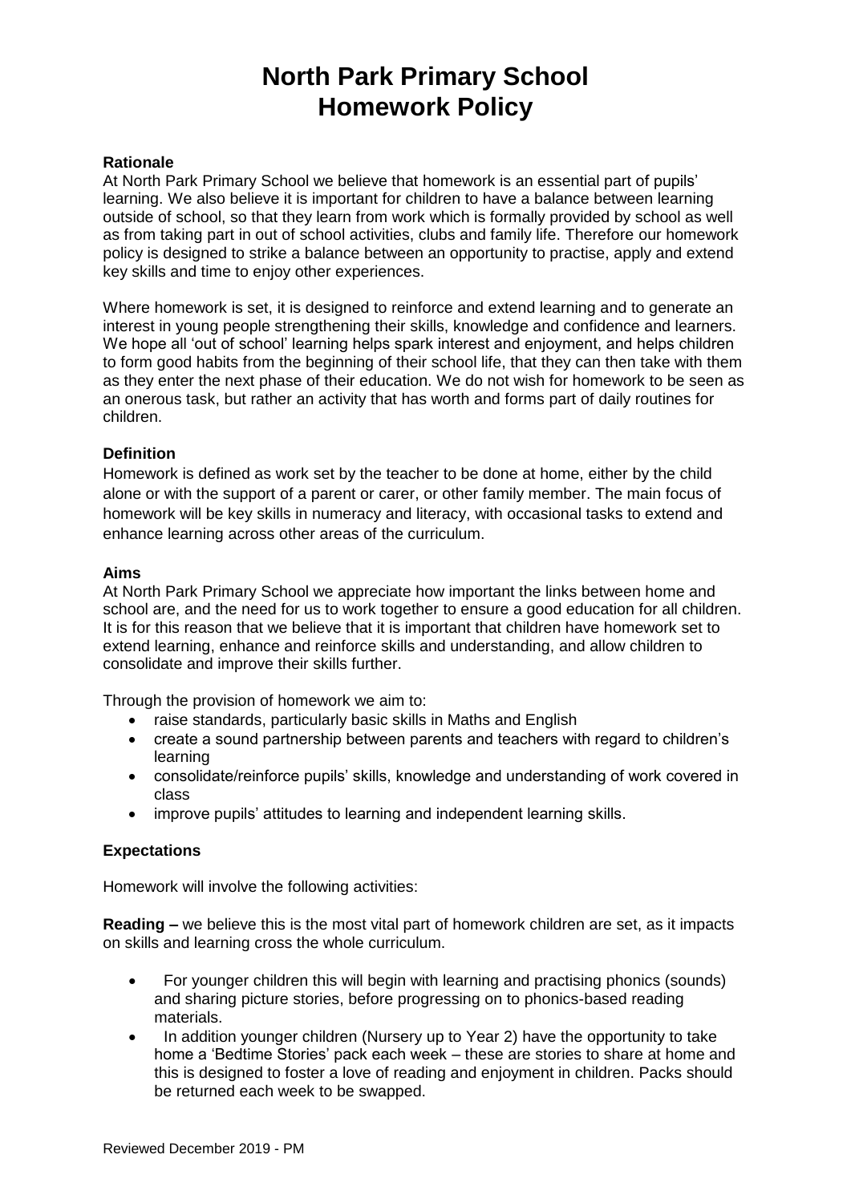# North Park Primary School
# Homework Policy

**Rationale**

At North Park Primary School we believe that homework is an essential part of pupils' learning. We also believe it is important for children to have a balance between learning outside of school, so that they learn from work which is formally provided by school as well as from taking part in out of school activities, clubs and family life. Therefore our homework policy is designed to strike a balance between an opportunity to practise, apply and extend key skills and time to enjoy other experiences.

Where homework is set, it is designed to reinforce and extend learning and to generate an interest in young people strengthening their skills, knowledge and confidence and learners. We hope all 'out of school' learning helps spark interest and enjoyment, and helps children to form good habits from the beginning of their school life, that they can then take with them as they enter the next phase of their education. We do not wish for homework to be seen as an onerous task, but rather an activity that has worth and forms part of daily routines for children.

**Definition**

Homework is defined as work set by the teacher to be done at home, either by the child alone or with the support of a parent or carer, or other family member. The main focus of homework will be key skills in numeracy and literacy, with occasional tasks to extend and enhance learning across other areas of the curriculum.

**Aims**

At North Park Primary School we appreciate how important the links between home and school are, and the need for us to work together to ensure a good education for all children. It is for this reason that we believe that it is important that children have homework set to extend learning, enhance and reinforce skills and understanding, and allow children to consolidate and improve their skills further.

Through the provision of homework we aim to:

- raise standards, particularly basic skills in Maths and English
- create a sound partnership between parents and teachers with regard to children's learning
- consolidate/reinforce pupils' skills, knowledge and understanding of work covered in class
- improve pupils' attitudes to learning and independent learning skills.

**Expectations**

Homework will involve the following activities:

**Reading –** we believe this is the most vital part of homework children are set, as it impacts on skills and learning cross the whole curriculum.

- For younger children this will begin with learning and practising phonics (sounds) and sharing picture stories, before progressing on to phonics-based reading materials.
- In addition younger children (Nursery up to Year 2) have the opportunity to take home a 'Bedtime Stories' pack each week – these are stories to share at home and this is designed to foster a love of reading and enjoyment in children. Packs should be returned each week to be swapped.

Reviewed December 2019 - PM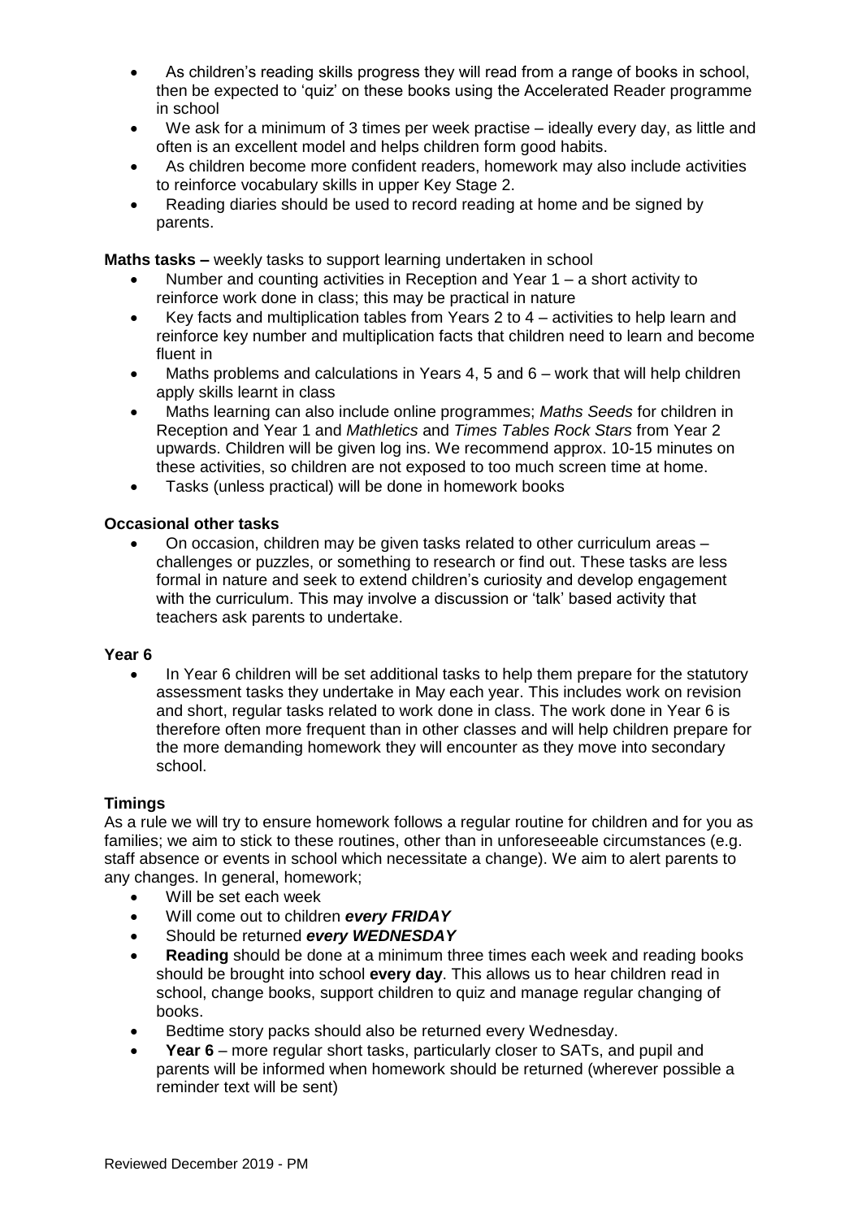- As children's reading skills progress they will read from a range of books in school, then be expected to 'quiz' on these books using the Accelerated Reader programme in school
- We ask for a minimum of 3 times per week practise – ideally every day, as little and often is an excellent model and helps children form good habits.
- As children become more confident readers, homework may also include activities to reinforce vocabulary skills in upper Key Stage 2.
- Reading diaries should be used to record reading at home and be signed by parents.

**Maths tasks –** weekly tasks to support learning undertaken in school

- Number and counting activities in Reception and Year 1 – a short activity to reinforce work done in class; this may be practical in nature
- Key facts and multiplication tables from Years 2 to 4 – activities to help learn and reinforce key number and multiplication facts that children need to learn and become fluent in
- Maths problems and calculations in Years 4, 5 and 6 – work that will help children apply skills learnt in class
- Maths learning can also include online programmes; *Maths Seeds* for children in Reception and Year 1 and *Mathletics* and *Times Tables Rock Stars* from Year 2 upwards. Children will be given log ins. We recommend approx. 10-15 minutes on these activities, so children are not exposed to too much screen time at home.
- Tasks (unless practical) will be done in homework books

**Occasional other tasks**

- On occasion, children may be given tasks related to other curriculum areas – challenges or puzzles, or something to research or find out. These tasks are less formal in nature and seek to extend children's curiosity and develop engagement with the curriculum. This may involve a discussion or 'talk' based activity that teachers ask parents to undertake.

**Year 6**

- In Year 6 children will be set additional tasks to help them prepare for the statutory assessment tasks they undertake in May each year. This includes work on revision and short, regular tasks related to work done in class. The work done in Year 6 is therefore often more frequent than in other classes and will help children prepare for the more demanding homework they will encounter as they move into secondary school.

**Timings**

As a rule we will try to ensure homework follows a regular routine for children and for you as families; we aim to stick to these routines, other than in unforeseeable circumstances (e.g. staff absence or events in school which necessitate a change). We aim to alert parents to any changes. In general, homework;

- Will be set each week
- Will come out to children ***every FRIDAY***
- Should be returned ***every WEDNESDAY***
- **Reading** should be done at a minimum three times each week and reading books should be brought into school **every day**. This allows us to hear children read in school, change books, support children to quiz and manage regular changing of books.
- Bedtime story packs should also be returned every Wednesday.
- **Year 6** – more regular short tasks, particularly closer to SATs, and pupil and parents will be informed when homework should be returned (wherever possible a reminder text will be sent)

Reviewed December 2019 - PM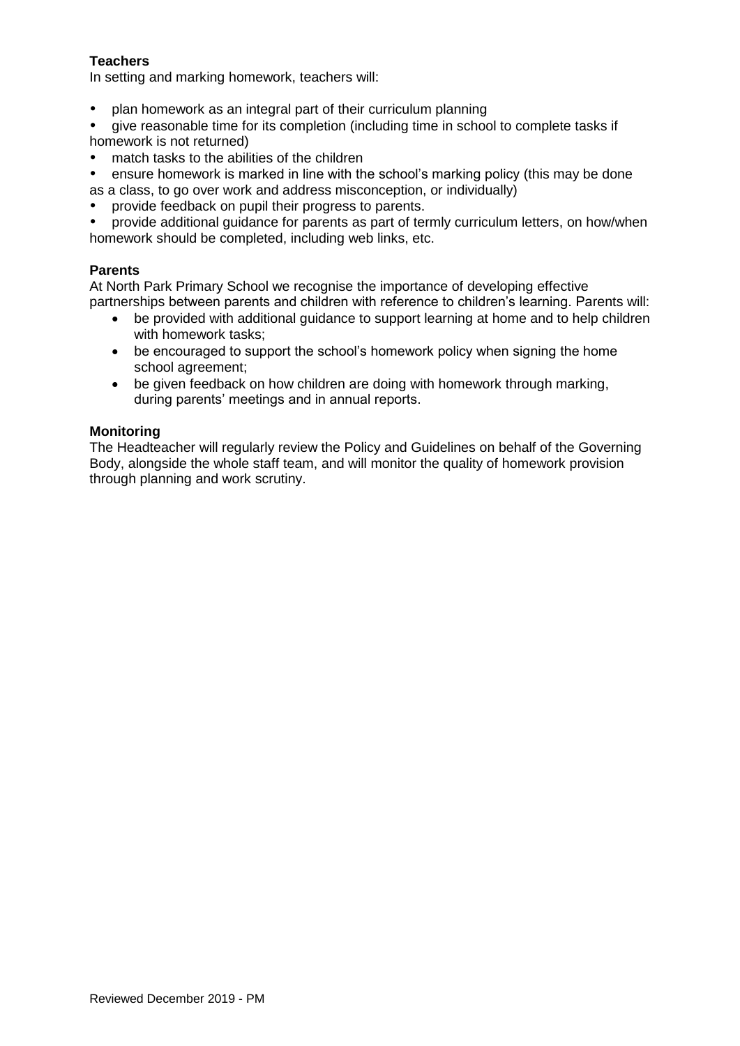**Teachers**

In setting and marking homework, teachers will:

- plan homework as an integral part of their curriculum planning
- give reasonable time for its completion (including time in school to complete tasks if homework is not returned)
- match tasks to the abilities of the children
- ensure homework is marked in line with the school's marking policy (this may be done as a class, to go over work and address misconception, or individually)
- provide feedback on pupil their progress to parents.
- provide additional guidance for parents as part of termly curriculum letters, on how/when homework should be completed, including web links, etc.

**Parents**

At North Park Primary School we recognise the importance of developing effective partnerships between parents and children with reference to children's learning. Parents will:

- be provided with additional guidance to support learning at home and to help children with homework tasks;
- be encouraged to support the school's homework policy when signing the home school agreement;
- be given feedback on how children are doing with homework through marking, during parents' meetings and in annual reports.

**Monitoring**

The Headteacher will regularly review the Policy and Guidelines on behalf of the Governing Body, alongside the whole staff team, and will monitor the quality of homework provision through planning and work scrutiny.

Reviewed December 2019 - PM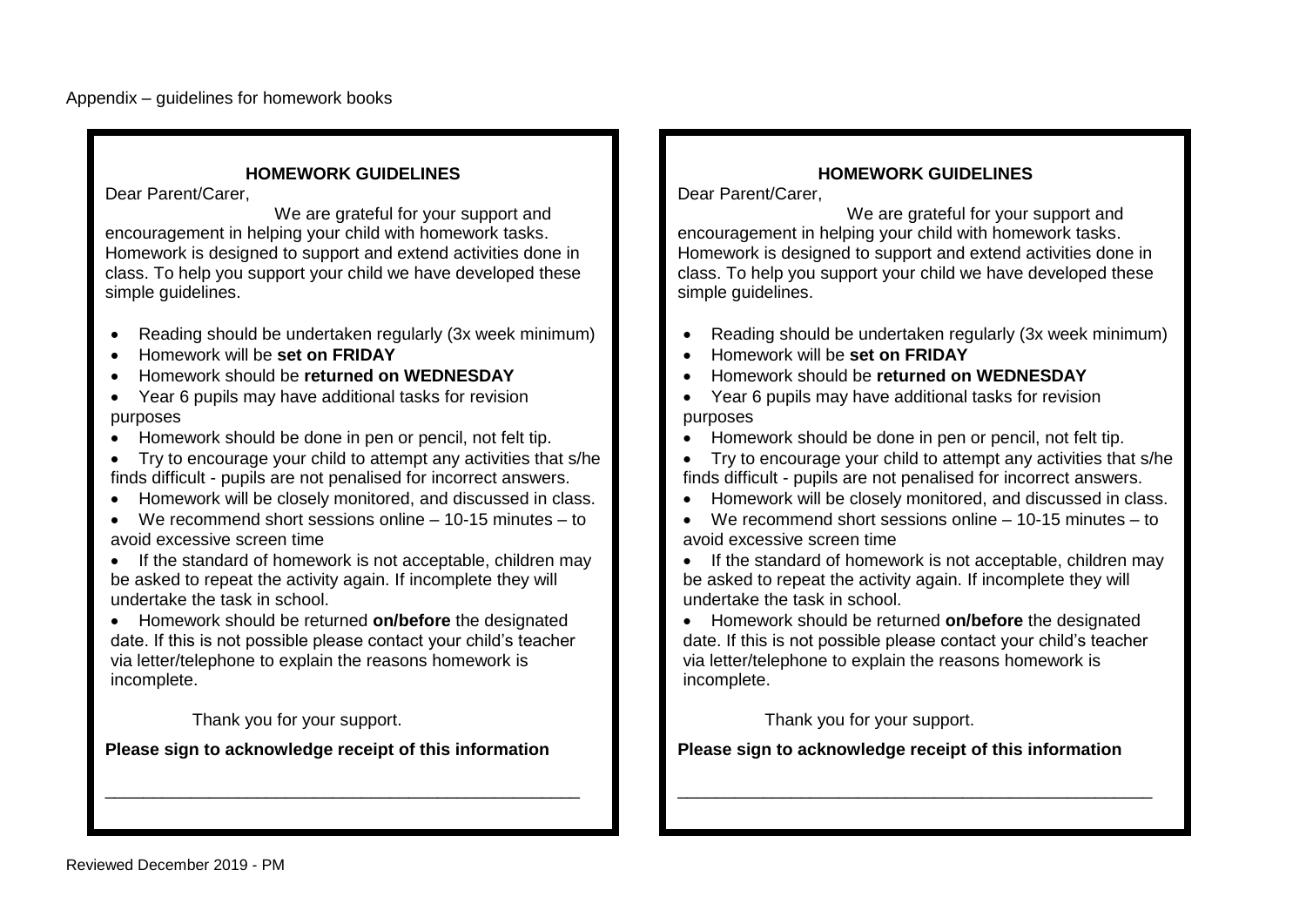Appendix – guidelines for homework books

**HOMEWORK GUIDELINES**

Dear Parent/Carer,

We are grateful for your support and encouragement in helping your child with homework tasks. Homework is designed to support and extend activities done in class. To help you support your child we have developed these simple guidelines.

- Reading should be undertaken regularly (3x week minimum)
- Homework will be **set on FRIDAY**
- Homework should be **returned on WEDNESDAY**
- Year 6 pupils may have additional tasks for revision purposes
- Homework should be done in pen or pencil, not felt tip.
- Try to encourage your child to attempt any activities that s/he finds difficult - pupils are not penalised for incorrect answers.
- Homework will be closely monitored, and discussed in class.
- We recommend short sessions online – 10-15 minutes – to avoid excessive screen time
- If the standard of homework is not acceptable, children may be asked to repeat the activity again. If incomplete they will undertake the task in school.
- Homework should be returned **on/before** the designated date. If this is not possible please contact your child's teacher via letter/telephone to explain the reasons homework is incomplete.

Thank you for your support.

**Please sign to acknowledge receipt of this information**

_____________________________________________________

**HOMEWORK GUIDELINES**

Dear Parent/Carer,

We are grateful for your support and encouragement in helping your child with homework tasks. Homework is designed to support and extend activities done in class. To help you support your child we have developed these simple guidelines.

- Reading should be undertaken regularly (3x week minimum)
- Homework will be **set on FRIDAY**
- Homework should be **returned on WEDNESDAY**
- Year 6 pupils may have additional tasks for revision purposes
- Homework should be done in pen or pencil, not felt tip.
- Try to encourage your child to attempt any activities that s/he finds difficult - pupils are not penalised for incorrect answers.
- Homework will be closely monitored, and discussed in class.
- We recommend short sessions online – 10-15 minutes – to avoid excessive screen time
- If the standard of homework is not acceptable, children may be asked to repeat the activity again. If incomplete they will undertake the task in school.
- Homework should be returned **on/before** the designated date. If this is not possible please contact your child's teacher via letter/telephone to explain the reasons homework is incomplete.

Thank you for your support.

**Please sign to acknowledge receipt of this information**

_____________________________________________________

Reviewed December 2019 - PM